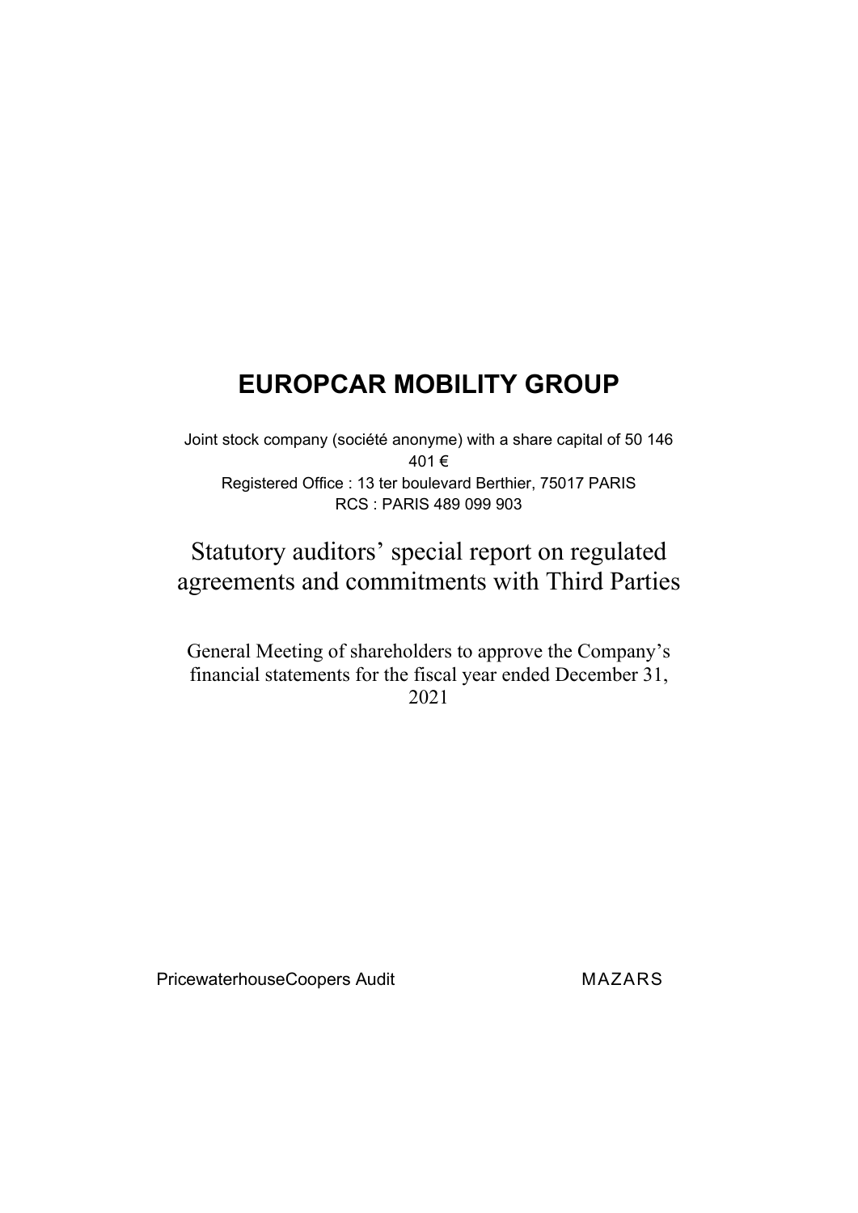# EUROPCAR MOBILITY GROUP

Joint stock company (société anonyme) with a share capital of 50 146 401 €
Registered Office : 13 ter boulevard Berthier, 75017 PARIS
RCS : PARIS 489 099 903

## Statutory auditors' special report on regulated agreements and commitments with Third Parties

General Meeting of shareholders to approve the Company's financial statements for the fiscal year ended December 31, 2021

PricewaterhouseCoopers Audit MAZARS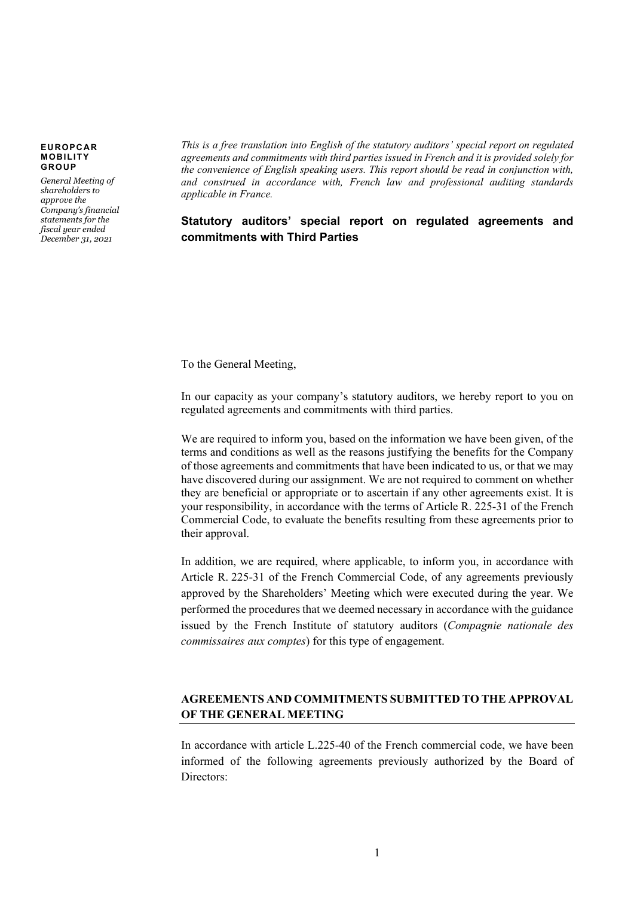**EUROPCAR MOBILITY GROUP**

*General Meeting of shareholders to approve the Company's financial statements for the fiscal year ended December 31, 2021*

*This is a free translation into English of the statutory auditors' special report on regulated agreements and commitments with third parties issued in French and it is provided solely for the convenience of English speaking users. This report should be read in conjunction with, and construed in accordance with, French law and professional auditing standards applicable in France.*

## Statutory auditors' special report on regulated agreements and commitments with Third Parties

To the General Meeting,

In our capacity as your company's statutory auditors, we hereby report to you on regulated agreements and commitments with third parties.

We are required to inform you, based on the information we have been given, of the terms and conditions as well as the reasons justifying the benefits for the Company of those agreements and commitments that have been indicated to us, or that we may have discovered during our assignment. We are not required to comment on whether they are beneficial or appropriate or to ascertain if any other agreements exist. It is your responsibility, in accordance with the terms of Article R. 225-31 of the French Commercial Code, to evaluate the benefits resulting from these agreements prior to their approval.

In addition, we are required, where applicable, to inform you, in accordance with Article R. 225-31 of the French Commercial Code, of any agreements previously approved by the Shareholders' Meeting which were executed during the year. We performed the procedures that we deemed necessary in accordance with the guidance issued by the French Institute of statutory auditors (*Compagnie nationale des commissaires aux comptes*) for this type of engagement.

### AGREEMENTS AND COMMITMENTS SUBMITTED TO THE APPROVAL OF THE GENERAL MEETING

In accordance with article L.225-40 of the French commercial code, we have been informed of the following agreements previously authorized by the Board of Directors: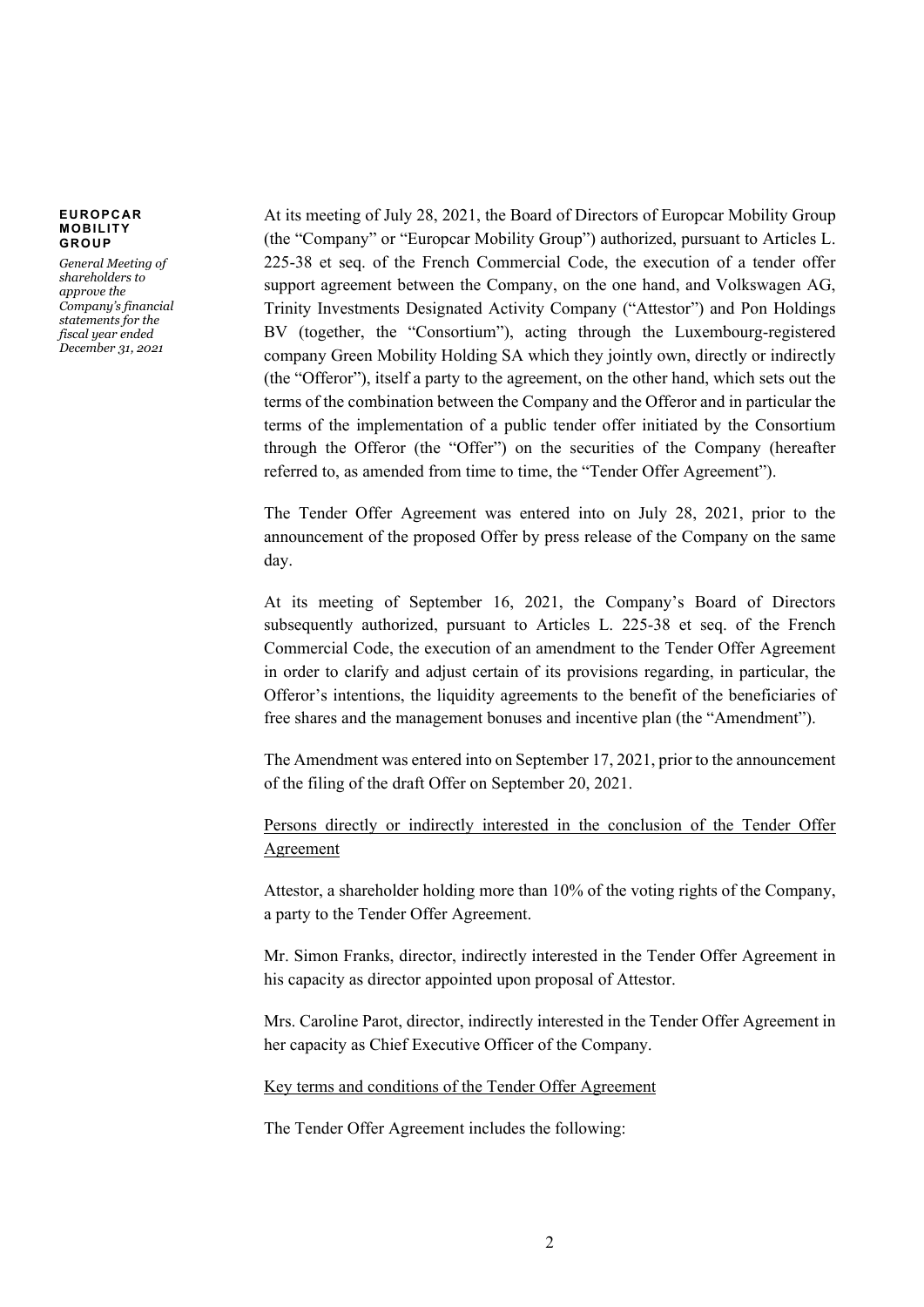At its meeting of July 28, 2021, the Board of Directors of Europcar Mobility Group (the "Company" or "Europcar Mobility Group") authorized, pursuant to Articles L. 225-38 et seq. of the French Commercial Code, the execution of a tender offer support agreement between the Company, on the one hand, and Volkswagen AG, Trinity Investments Designated Activity Company ("Attestor") and Pon Holdings BV (together, the "Consortium"), acting through the Luxembourg-registered company Green Mobility Holding SA which they jointly own, directly or indirectly (the "Offeror"), itself a party to the agreement, on the other hand, which sets out the terms of the combination between the Company and the Offeror and in particular the terms of the implementation of a public tender offer initiated by the Consortium through the Offeror (the "Offer") on the securities of the Company (hereafter referred to, as amended from time to time, the "Tender Offer Agreement").

The Tender Offer Agreement was entered into on July 28, 2021, prior to the announcement of the proposed Offer by press release of the Company on the same day.

At its meeting of September 16, 2021, the Company's Board of Directors subsequently authorized, pursuant to Articles L. 225-38 et seq. of the French Commercial Code, the execution of an amendment to the Tender Offer Agreement in order to clarify and adjust certain of its provisions regarding, in particular, the Offeror's intentions, the liquidity agreements to the benefit of the beneficiaries of free shares and the management bonuses and incentive plan (the "Amendment").

The Amendment was entered into on September 17, 2021, prior to the announcement of the filing of the draft Offer on September 20, 2021.

Persons directly or indirectly interested in the conclusion of the Tender Offer Agreement

Attestor, a shareholder holding more than 10% of the voting rights of the Company, a party to the Tender Offer Agreement.

Mr. Simon Franks, director, indirectly interested in the Tender Offer Agreement in his capacity as director appointed upon proposal of Attestor.

Mrs. Caroline Parot, director, indirectly interested in the Tender Offer Agreement in her capacity as Chief Executive Officer of the Company.

Key terms and conditions of the Tender Offer Agreement

The Tender Offer Agreement includes the following: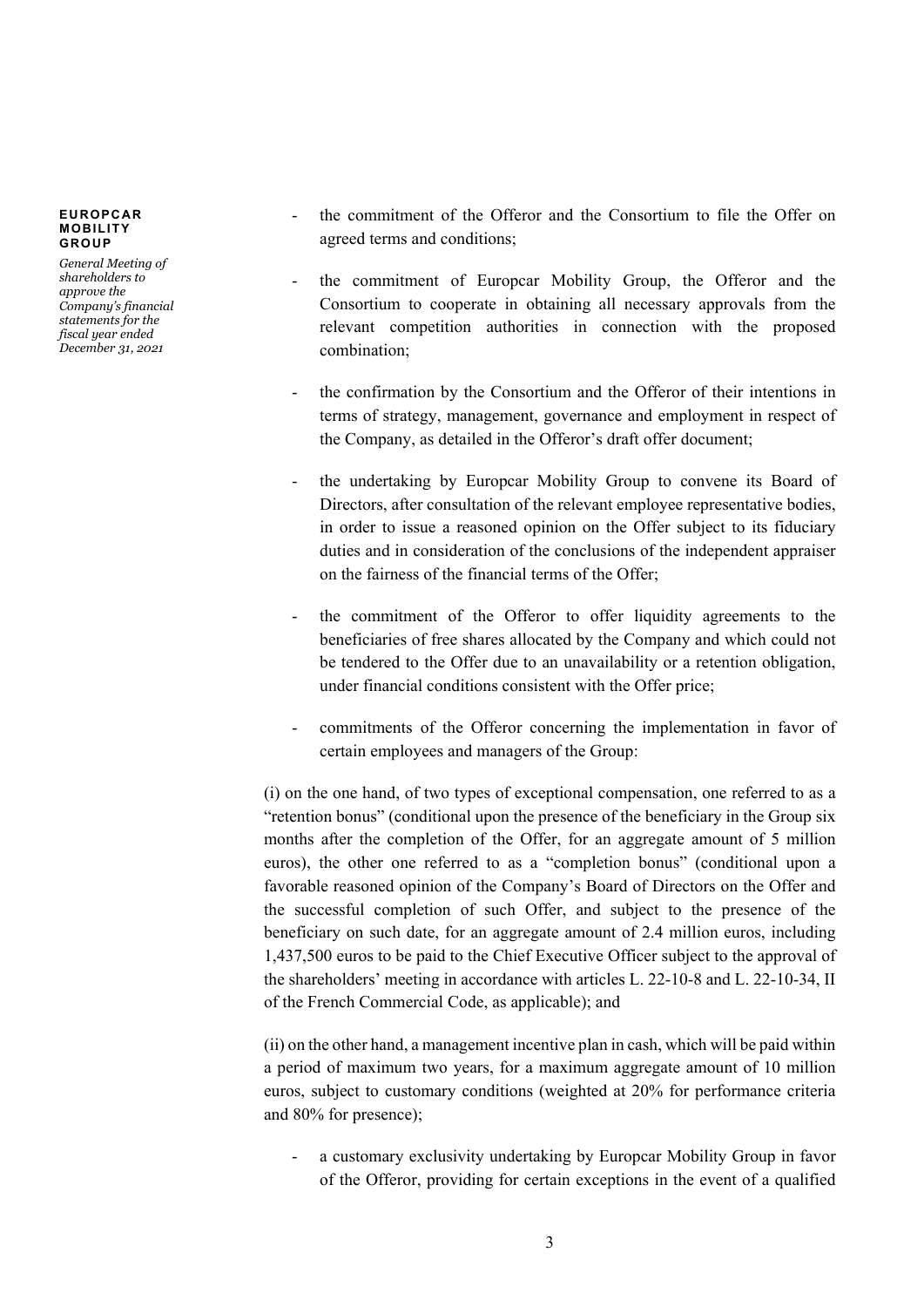- the commitment of the Offeror and the Consortium to file the Offer on agreed terms and conditions;

- the commitment of Europcar Mobility Group, the Offeror and the Consortium to cooperate in obtaining all necessary approvals from the relevant competition authorities in connection with the proposed combination;

- the confirmation by the Consortium and the Offeror of their intentions in terms of strategy, management, governance and employment in respect of the Company, as detailed in the Offeror's draft offer document;

- the undertaking by Europcar Mobility Group to convene its Board of Directors, after consultation of the relevant employee representative bodies, in order to issue a reasoned opinion on the Offer subject to its fiduciary duties and in consideration of the conclusions of the independent appraiser on the fairness of the financial terms of the Offer;

- the commitment of the Offeror to offer liquidity agreements to the beneficiaries of free shares allocated by the Company and which could not be tendered to the Offer due to an unavailability or a retention obligation, under financial conditions consistent with the Offer price;

- commitments of the Offeror concerning the implementation in favor of certain employees and managers of the Group:

(i) on the one hand, of two types of exceptional compensation, one referred to as a "retention bonus" (conditional upon the presence of the beneficiary in the Group six months after the completion of the Offer, for an aggregate amount of 5 million euros), the other one referred to as a "completion bonus" (conditional upon a favorable reasoned opinion of the Company's Board of Directors on the Offer and the successful completion of such Offer, and subject to the presence of the beneficiary on such date, for an aggregate amount of 2.4 million euros, including 1,437,500 euros to be paid to the Chief Executive Officer subject to the approval of the shareholders' meeting in accordance with articles L. 22-10-8 and L. 22-10-34, II of the French Commercial Code, as applicable); and

(ii) on the other hand, a management incentive plan in cash, which will be paid within a period of maximum two years, for a maximum aggregate amount of 10 million euros, subject to customary conditions (weighted at 20% for performance criteria and 80% for presence);

- a customary exclusivity undertaking by Europcar Mobility Group in favor of the Offeror, providing for certain exceptions in the event of a qualified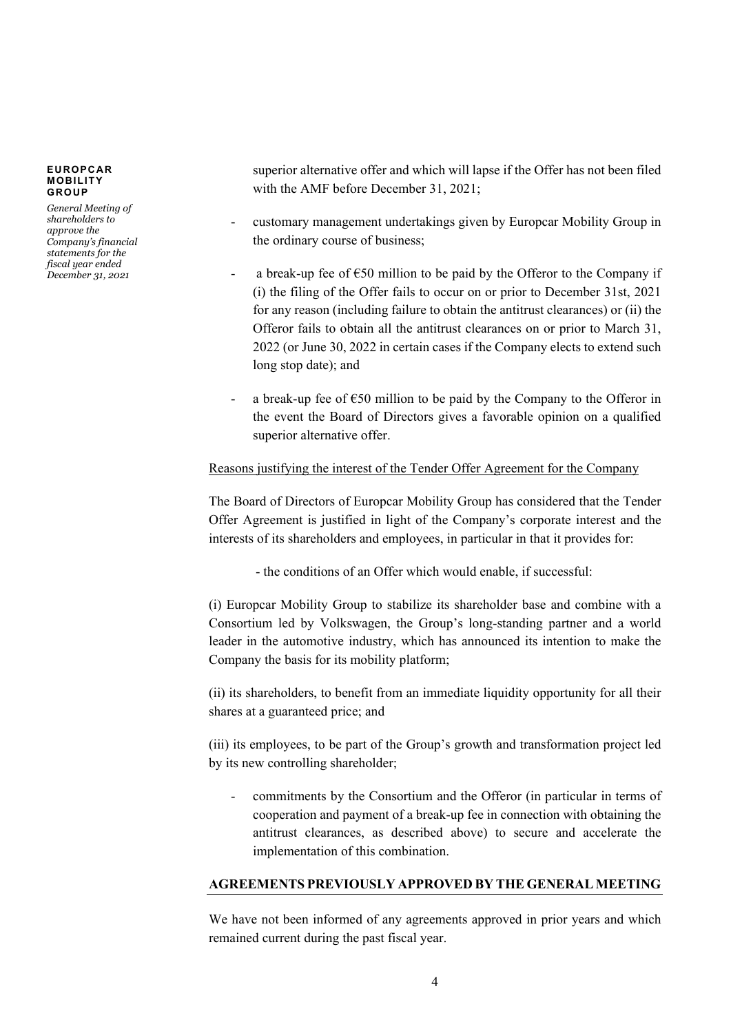superior alternative offer and which will lapse if the Offer has not been filed with the AMF before December 31, 2021;

- customary management undertakings given by Europcar Mobility Group in the ordinary course of business;
- a break-up fee of €50 million to be paid by the Offeror to the Company if (i) the filing of the Offer fails to occur on or prior to December 31st, 2021 for any reason (including failure to obtain the antitrust clearances) or (ii) the Offeror fails to obtain all the antitrust clearances on or prior to March 31, 2022 (or June 30, 2022 in certain cases if the Company elects to extend such long stop date); and
- a break-up fee of €50 million to be paid by the Company to the Offeror in the event the Board of Directors gives a favorable opinion on a qualified superior alternative offer.

Reasons justifying the interest of the Tender Offer Agreement for the Company

The Board of Directors of Europcar Mobility Group has considered that the Tender Offer Agreement is justified in light of the Company's corporate interest and the interests of its shareholders and employees, in particular in that it provides for:

- the conditions of an Offer which would enable, if successful:

(i) Europcar Mobility Group to stabilize its shareholder base and combine with a Consortium led by Volkswagen, the Group's long-standing partner and a world leader in the automotive industry, which has announced its intention to make the Company the basis for its mobility platform;

(ii) its shareholders, to benefit from an immediate liquidity opportunity for all their shares at a guaranteed price; and

(iii) its employees, to be part of the Group's growth and transformation project led by its new controlling shareholder;

- commitments by the Consortium and the Offeror (in particular in terms of cooperation and payment of a break-up fee in connection with obtaining the antitrust clearances, as described above) to secure and accelerate the implementation of this combination.

## AGREEMENTS PREVIOUSLY APPROVED BY THE GENERAL MEETING

We have not been informed of any agreements approved in prior years and which remained current during the past fiscal year.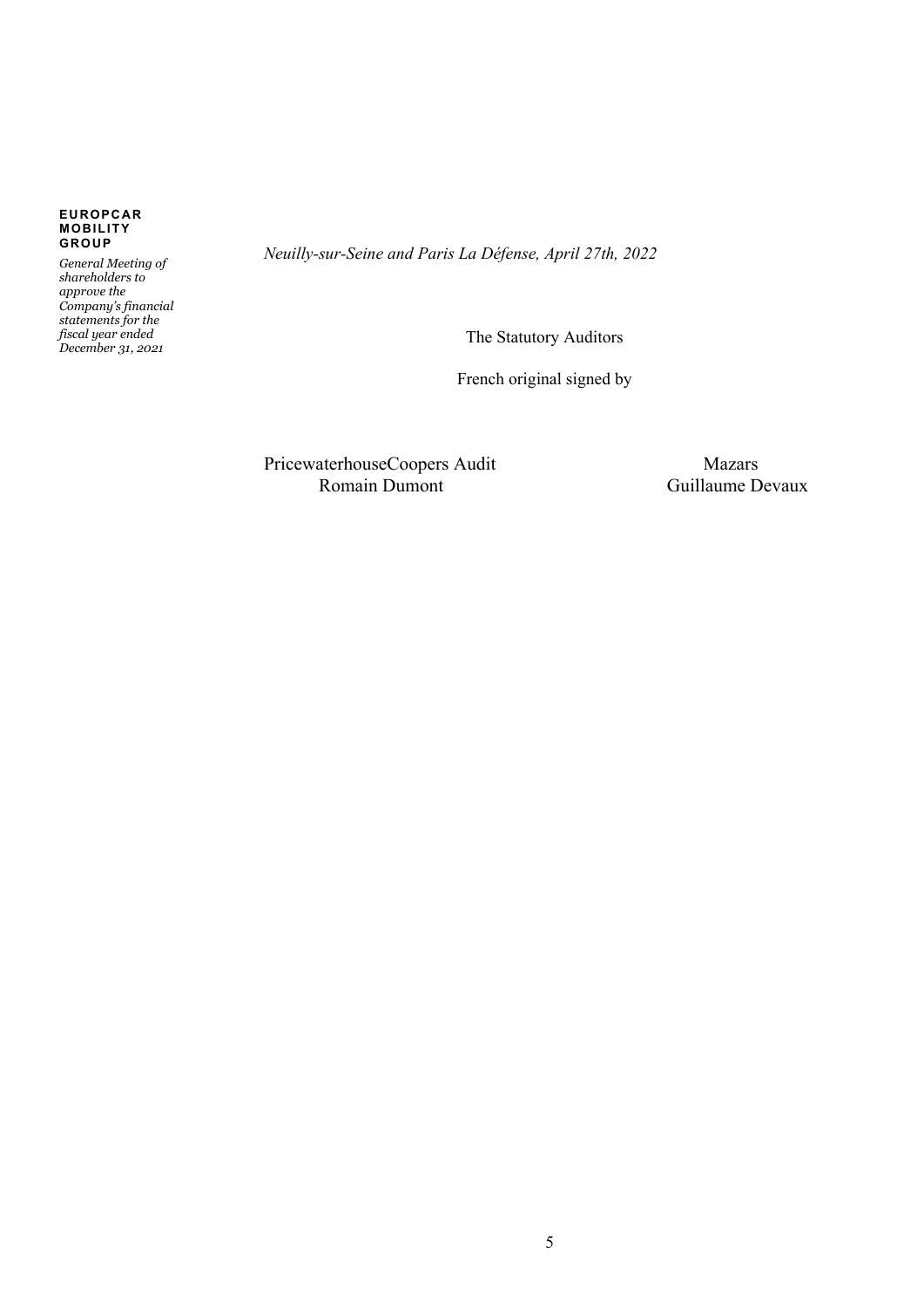*Neuilly-sur-Seine and Paris La Défense, April 27th, 2022*

The Statutory Auditors

French original signed by

| | |
|---|---|
| PricewaterhouseCoopers Audit | Mazars |
| Romain Dumont | Guillaume Devaux |